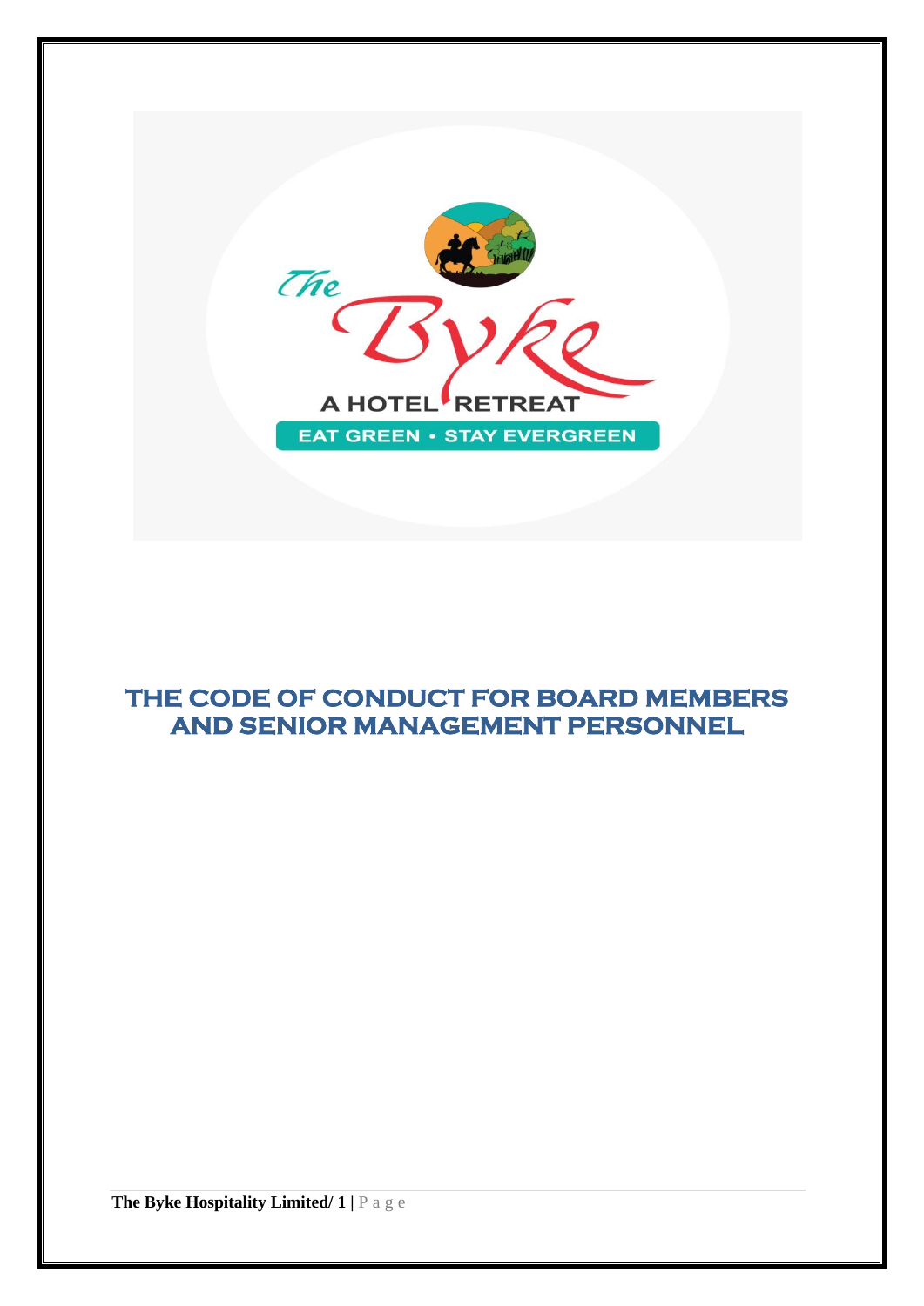# THE CODE OF CONDUCT FOR BOARD MEMBERS AND SENIOR MANAGEMENT PERSONNEL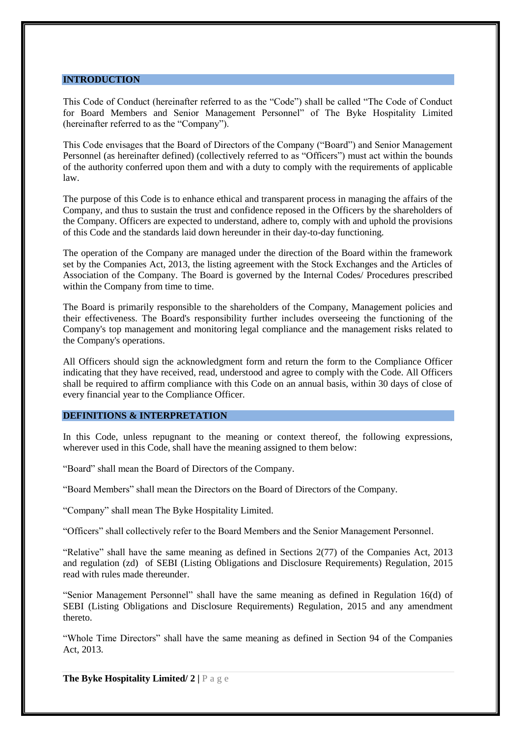## INTRODUCTION

This Code of Conduct (hereinafter referred to as the "Code") shall be called "The Code of Conduct for Board Members and Senior Management Personnel" of The Byke Hospitality Limited (hereinafter referred to as the "Company").

This Code envisages that the Board of Directors of the Company ("Board") and Senior Management Personnel (as hereinafter defined) (collectively referred to as "Officers") must act within the bounds of the authority conferred upon them and with a duty to comply with the requirements of applicable law.

The purpose of this Code is to enhance ethical and transparent process in managing the affairs of the Company, and thus to sustain the trust and confidence reposed in the Officers by the shareholders of the Company. Officers are expected to understand, adhere to, comply with and uphold the provisions of this Code and the standards laid down hereunder in their day-to-day functioning.

The operation of the Company are managed under the direction of the Board within the framework set by the Companies Act, 2013, the listing agreement with the Stock Exchanges and the Articles of Association of the Company. The Board is governed by the Internal Codes/ Procedures prescribed within the Company from time to time.

The Board is primarily responsible to the shareholders of the Company, Management policies and their effectiveness. The Board's responsibility further includes overseeing the functioning of the Company's top management and monitoring legal compliance and the management risks related to the Company's operations.

All Officers should sign the acknowledgment form and return the form to the Compliance Officer indicating that they have received, read, understood and agree to comply with the Code. All Officers shall be required to affirm compliance with this Code on an annual basis, within 30 days of close of every financial year to the Compliance Officer.

## DEFINITIONS & INTERPRETATION

In this Code, unless repugnant to the meaning or context thereof, the following expressions, wherever used in this Code, shall have the meaning assigned to them below:

"Board" shall mean the Board of Directors of the Company.

"Board Members" shall mean the Directors on the Board of Directors of the Company.

"Company" shall mean The Byke Hospitality Limited.

"Officers" shall collectively refer to the Board Members and the Senior Management Personnel.

"Relative" shall have the same meaning as defined in Sections 2(77) of the Companies Act, 2013 and regulation (zd) of SEBI (Listing Obligations and Disclosure Requirements) Regulation, 2015 read with rules made thereunder.

"Senior Management Personnel" shall have the same meaning as defined in Regulation 16(d) of SEBI (Listing Obligations and Disclosure Requirements) Regulation, 2015 and any amendment thereto.

"Whole Time Directors" shall have the same meaning as defined in Section 94 of the Companies Act, 2013.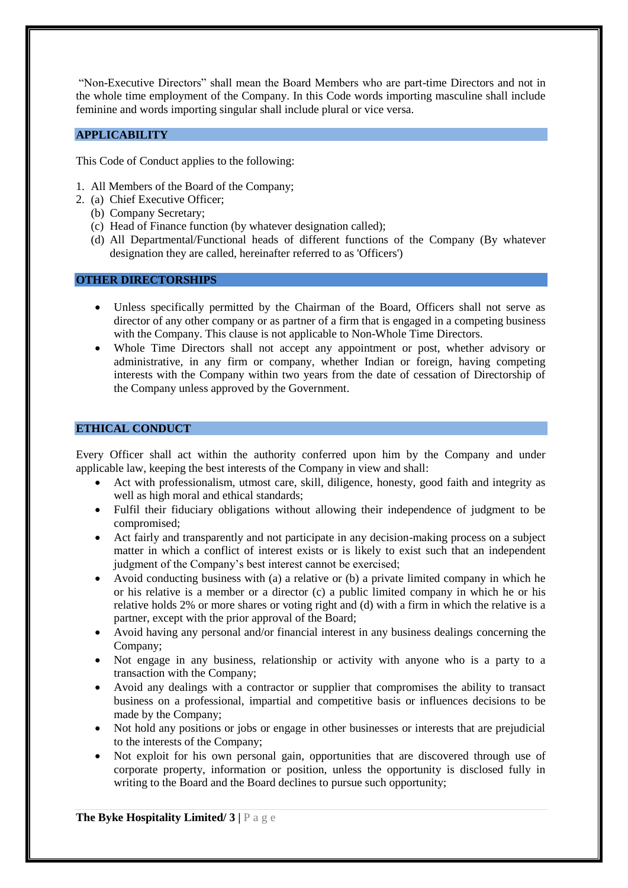"Non-Executive Directors" shall mean the Board Members who are part-time Directors and not in the whole time employment of the Company. In this Code words importing masculine shall include feminine and words importing singular shall include plural or vice versa.

## APPLICABILITY

This Code of Conduct applies to the following:

1. All Members of the Board of the Company;
2. (a) Chief Executive Officer;
   (b) Company Secretary;
   (c) Head of Finance function (by whatever designation called);
   (d) All Departmental/Functional heads of different functions of the Company (By whatever designation they are called, hereinafter referred to as 'Officers')

## OTHER DIRECTORSHIPS

- Unless specifically permitted by the Chairman of the Board, Officers shall not serve as director of any other company or as partner of a firm that is engaged in a competing business with the Company. This clause is not applicable to Non-Whole Time Directors.
- Whole Time Directors shall not accept any appointment or post, whether advisory or administrative, in any firm or company, whether Indian or foreign, having competing interests with the Company within two years from the date of cessation of Directorship of the Company unless approved by the Government.

## ETHICAL CONDUCT

Every Officer shall act within the authority conferred upon him by the Company and under applicable law, keeping the best interests of the Company in view and shall:

- Act with professionalism, utmost care, skill, diligence, honesty, good faith and integrity as well as high moral and ethical standards;
- Fulfil their fiduciary obligations without allowing their independence of judgment to be compromised;
- Act fairly and transparently and not participate in any decision-making process on a subject matter in which a conflict of interest exists or is likely to exist such that an independent judgment of the Company's best interest cannot be exercised;
- Avoid conducting business with (a) a relative or (b) a private limited company in which he or his relative is a member or a director (c) a public limited company in which he or his relative holds 2% or more shares or voting right and (d) with a firm in which the relative is a partner, except with the prior approval of the Board;
- Avoid having any personal and/or financial interest in any business dealings concerning the Company;
- Not engage in any business, relationship or activity with anyone who is a party to a transaction with the Company;
- Avoid any dealings with a contractor or supplier that compromises the ability to transact business on a professional, impartial and competitive basis or influences decisions to be made by the Company;
- Not hold any positions or jobs or engage in other businesses or interests that are prejudicial to the interests of the Company;
- Not exploit for his own personal gain, opportunities that are discovered through use of corporate property, information or position, unless the opportunity is disclosed fully in writing to the Board and the Board declines to pursue such opportunity;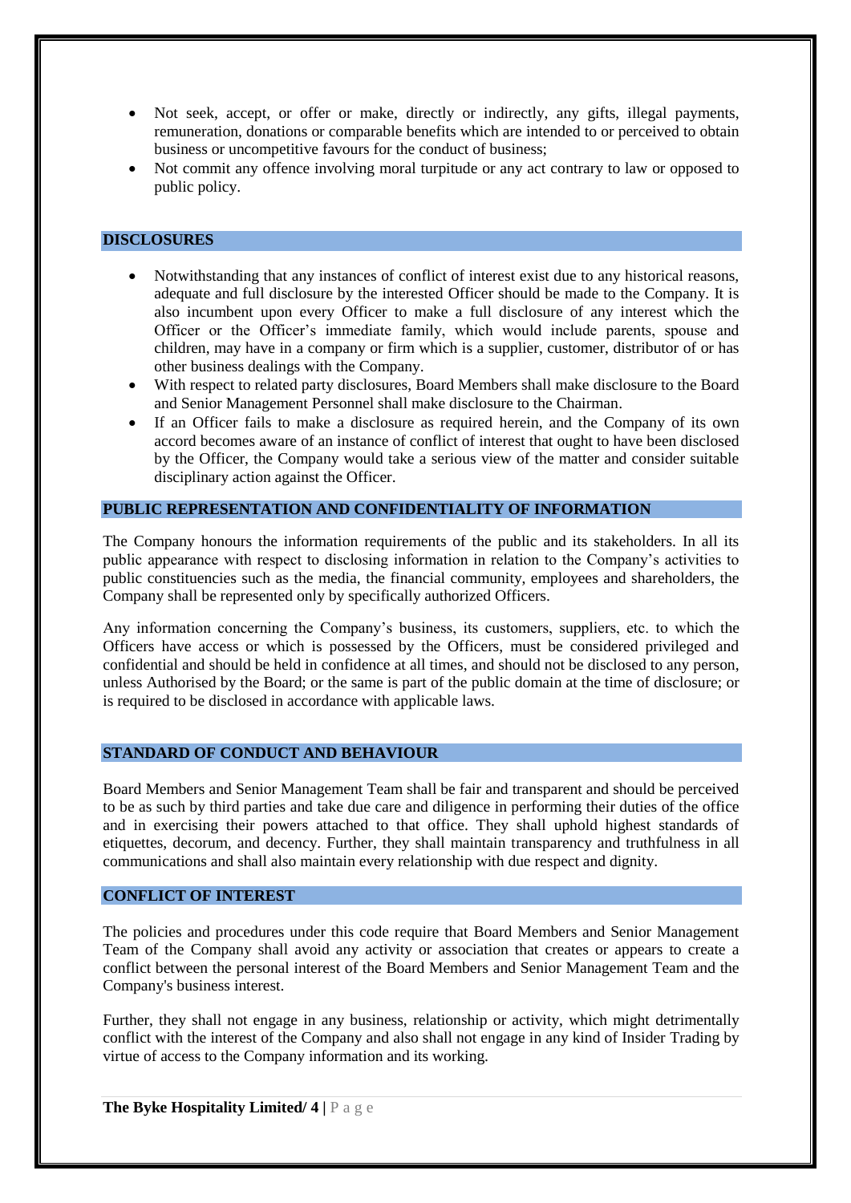- Not seek, accept, or offer or make, directly or indirectly, any gifts, illegal payments, remuneration, donations or comparable benefits which are intended to or perceived to obtain business or uncompetitive favours for the conduct of business;
- Not commit any offence involving moral turpitude or any act contrary to law or opposed to public policy.

## DISCLOSURES

- Notwithstanding that any instances of conflict of interest exist due to any historical reasons, adequate and full disclosure by the interested Officer should be made to the Company. It is also incumbent upon every Officer to make a full disclosure of any interest which the Officer or the Officer's immediate family, which would include parents, spouse and children, may have in a company or firm which is a supplier, customer, distributor of or has other business dealings with the Company.
- With respect to related party disclosures, Board Members shall make disclosure to the Board and Senior Management Personnel shall make disclosure to the Chairman.
- If an Officer fails to make a disclosure as required herein, and the Company of its own accord becomes aware of an instance of conflict of interest that ought to have been disclosed by the Officer, the Company would take a serious view of the matter and consider suitable disciplinary action against the Officer.

## PUBLIC REPRESENTATION AND CONFIDENTIALITY OF INFORMATION

The Company honours the information requirements of the public and its stakeholders. In all its public appearance with respect to disclosing information in relation to the Company's activities to public constituencies such as the media, the financial community, employees and shareholders, the Company shall be represented only by specifically authorized Officers.

Any information concerning the Company's business, its customers, suppliers, etc. to which the Officers have access or which is possessed by the Officers, must be considered privileged and confidential and should be held in confidence at all times, and should not be disclosed to any person, unless Authorised by the Board; or the same is part of the public domain at the time of disclosure; or is required to be disclosed in accordance with applicable laws.

## STANDARD OF CONDUCT AND BEHAVIOUR

Board Members and Senior Management Team shall be fair and transparent and should be perceived to be as such by third parties and take due care and diligence in performing their duties of the office and in exercising their powers attached to that office. They shall uphold highest standards of etiquettes, decorum, and decency. Further, they shall maintain transparency and truthfulness in all communications and shall also maintain every relationship with due respect and dignity.

## CONFLICT OF INTEREST

The policies and procedures under this code require that Board Members and Senior Management Team of the Company shall avoid any activity or association that creates or appears to create a conflict between the personal interest of the Board Members and Senior Management Team and the Company's business interest.

Further, they shall not engage in any business, relationship or activity, which might detrimentally conflict with the interest of the Company and also shall not engage in any kind of Insider Trading by virtue of access to the Company information and its working.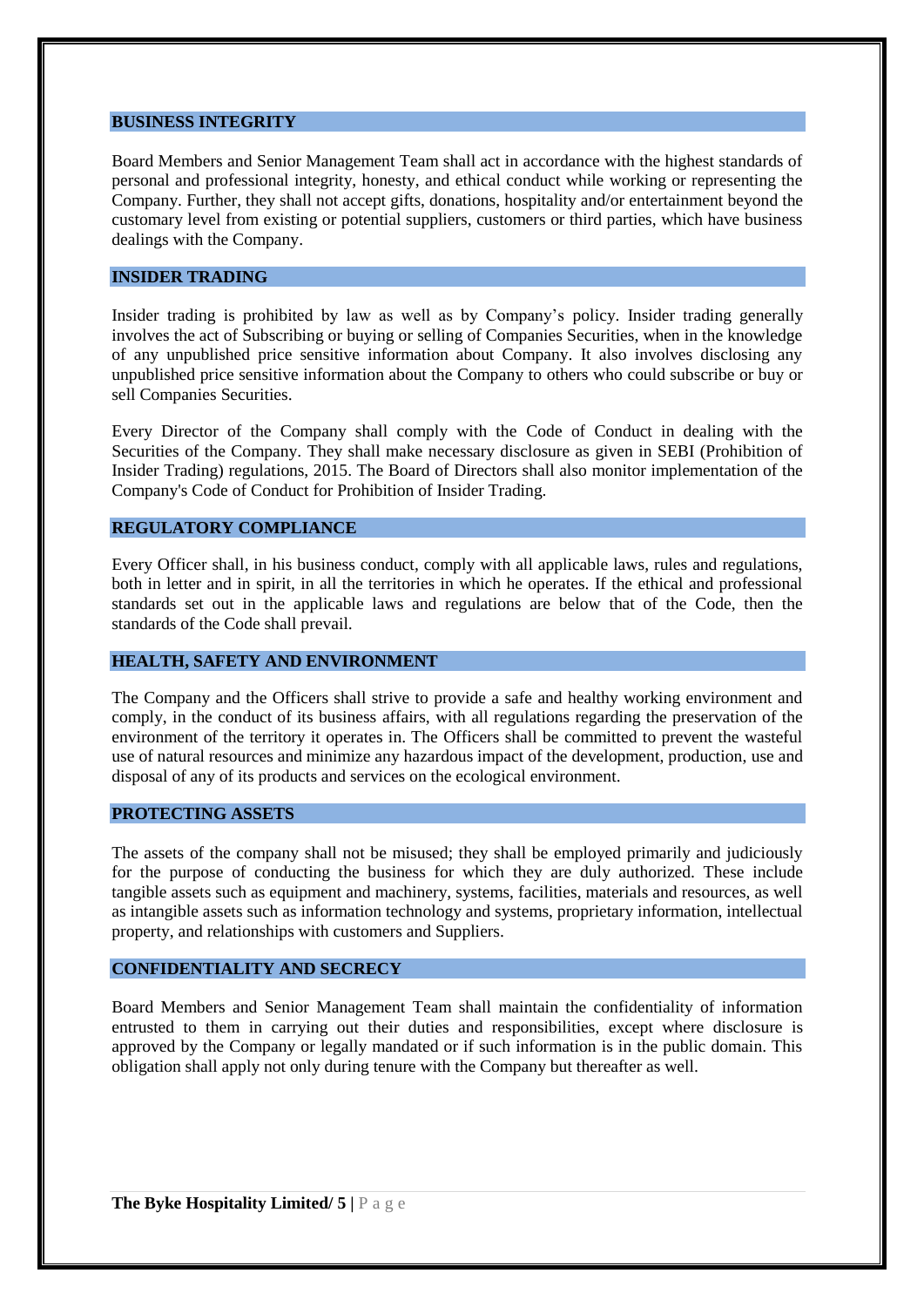## BUSINESS INTEGRITY

Board Members and Senior Management Team shall act in accordance with the highest standards of personal and professional integrity, honesty, and ethical conduct while working or representing the Company. Further, they shall not accept gifts, donations, hospitality and/or entertainment beyond the customary level from existing or potential suppliers, customers or third parties, which have business dealings with the Company.

## INSIDER TRADING

Insider trading is prohibited by law as well as by Company's policy. Insider trading generally involves the act of Subscribing or buying or selling of Companies Securities, when in the knowledge of any unpublished price sensitive information about Company. It also involves disclosing any unpublished price sensitive information about the Company to others who could subscribe or buy or sell Companies Securities.

Every Director of the Company shall comply with the Code of Conduct in dealing with the Securities of the Company. They shall make necessary disclosure as given in SEBI (Prohibition of Insider Trading) regulations, 2015. The Board of Directors shall also monitor implementation of the Company's Code of Conduct for Prohibition of Insider Trading.

## REGULATORY COMPLIANCE

Every Officer shall, in his business conduct, comply with all applicable laws, rules and regulations, both in letter and in spirit, in all the territories in which he operates. If the ethical and professional standards set out in the applicable laws and regulations are below that of the Code, then the standards of the Code shall prevail.

## HEALTH, SAFETY AND ENVIRONMENT

The Company and the Officers shall strive to provide a safe and healthy working environment and comply, in the conduct of its business affairs, with all regulations regarding the preservation of the environment of the territory it operates in. The Officers shall be committed to prevent the wasteful use of natural resources and minimize any hazardous impact of the development, production, use and disposal of any of its products and services on the ecological environment.

## PROTECTING ASSETS

The assets of the company shall not be misused; they shall be employed primarily and judiciously for the purpose of conducting the business for which they are duly authorized. These include tangible assets such as equipment and machinery, systems, facilities, materials and resources, as well as intangible assets such as information technology and systems, proprietary information, intellectual property, and relationships with customers and Suppliers.

## CONFIDENTIALITY AND SECRECY

Board Members and Senior Management Team shall maintain the confidentiality of information entrusted to them in carrying out their duties and responsibilities, except where disclosure is approved by the Company or legally mandated or if such information is in the public domain. This obligation shall apply not only during tenure with the Company but thereafter as well.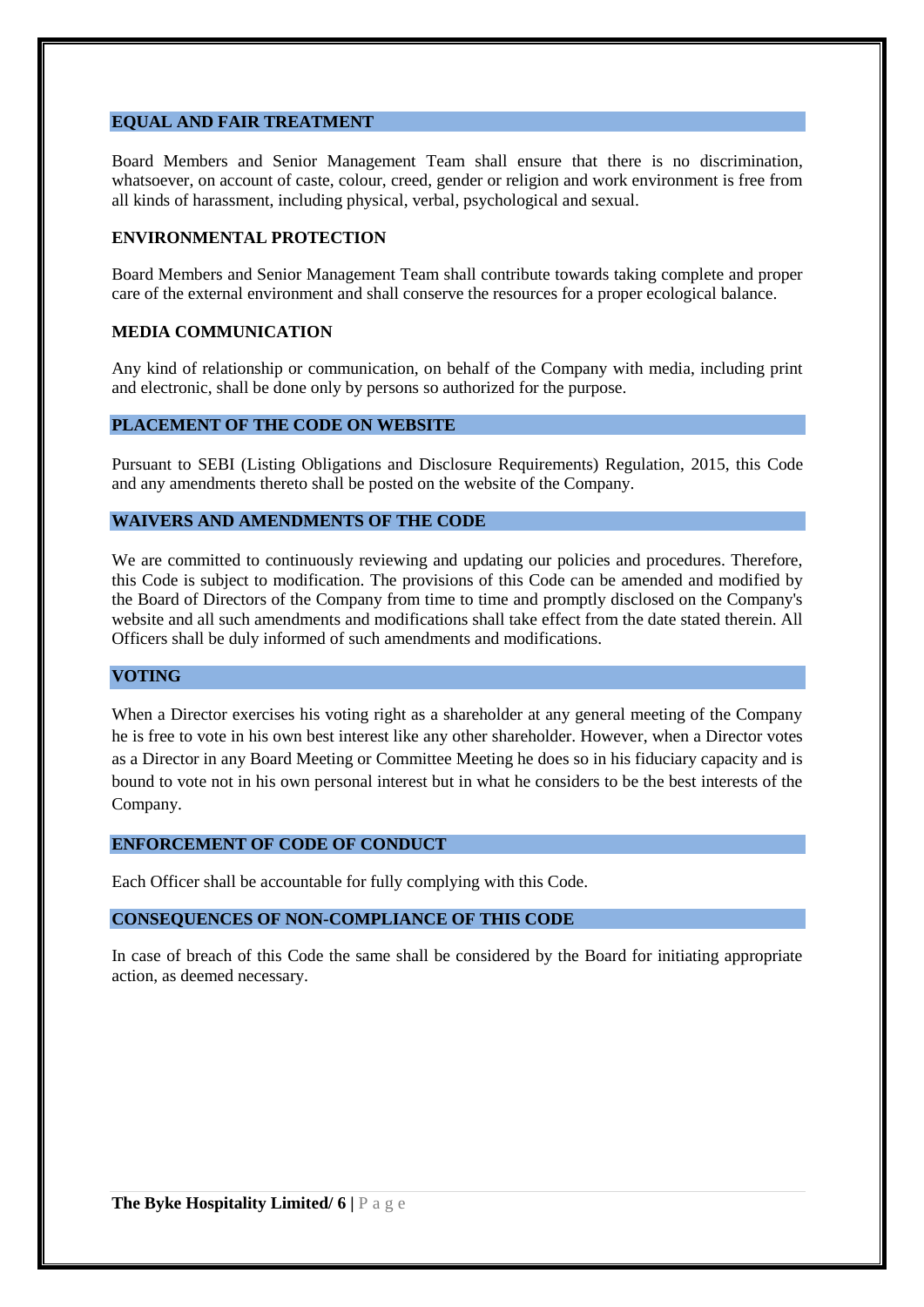## EQUAL AND FAIR TREATMENT

Board Members and Senior Management Team shall ensure that there is no discrimination, whatsoever, on account of caste, colour, creed, gender or religion and work environment is free from all kinds of harassment, including physical, verbal, psychological and sexual.

## ENVIRONMENTAL PROTECTION

Board Members and Senior Management Team shall contribute towards taking complete and proper care of the external environment and shall conserve the resources for a proper ecological balance.

## MEDIA COMMUNICATION

Any kind of relationship or communication, on behalf of the Company with media, including print and electronic, shall be done only by persons so authorized for the purpose.

## PLACEMENT OF THE CODE ON WEBSITE

Pursuant to SEBI (Listing Obligations and Disclosure Requirements) Regulation, 2015, this Code and any amendments thereto shall be posted on the website of the Company.

## WAIVERS AND AMENDMENTS OF THE CODE

We are committed to continuously reviewing and updating our policies and procedures. Therefore, this Code is subject to modification. The provisions of this Code can be amended and modified by the Board of Directors of the Company from time to time and promptly disclosed on the Company's website and all such amendments and modifications shall take effect from the date stated therein. All Officers shall be duly informed of such amendments and modifications.

## VOTING

When a Director exercises his voting right as a shareholder at any general meeting of the Company he is free to vote in his own best interest like any other shareholder. However, when a Director votes as a Director in any Board Meeting or Committee Meeting he does so in his fiduciary capacity and is bound to vote not in his own personal interest but in what he considers to be the best interests of the Company.

## ENFORCEMENT OF CODE OF CONDUCT

Each Officer shall be accountable for fully complying with this Code.

## CONSEQUENCES OF NON-COMPLIANCE OF THIS CODE

In case of breach of this Code the same shall be considered by the Board for initiating appropriate action, as deemed necessary.